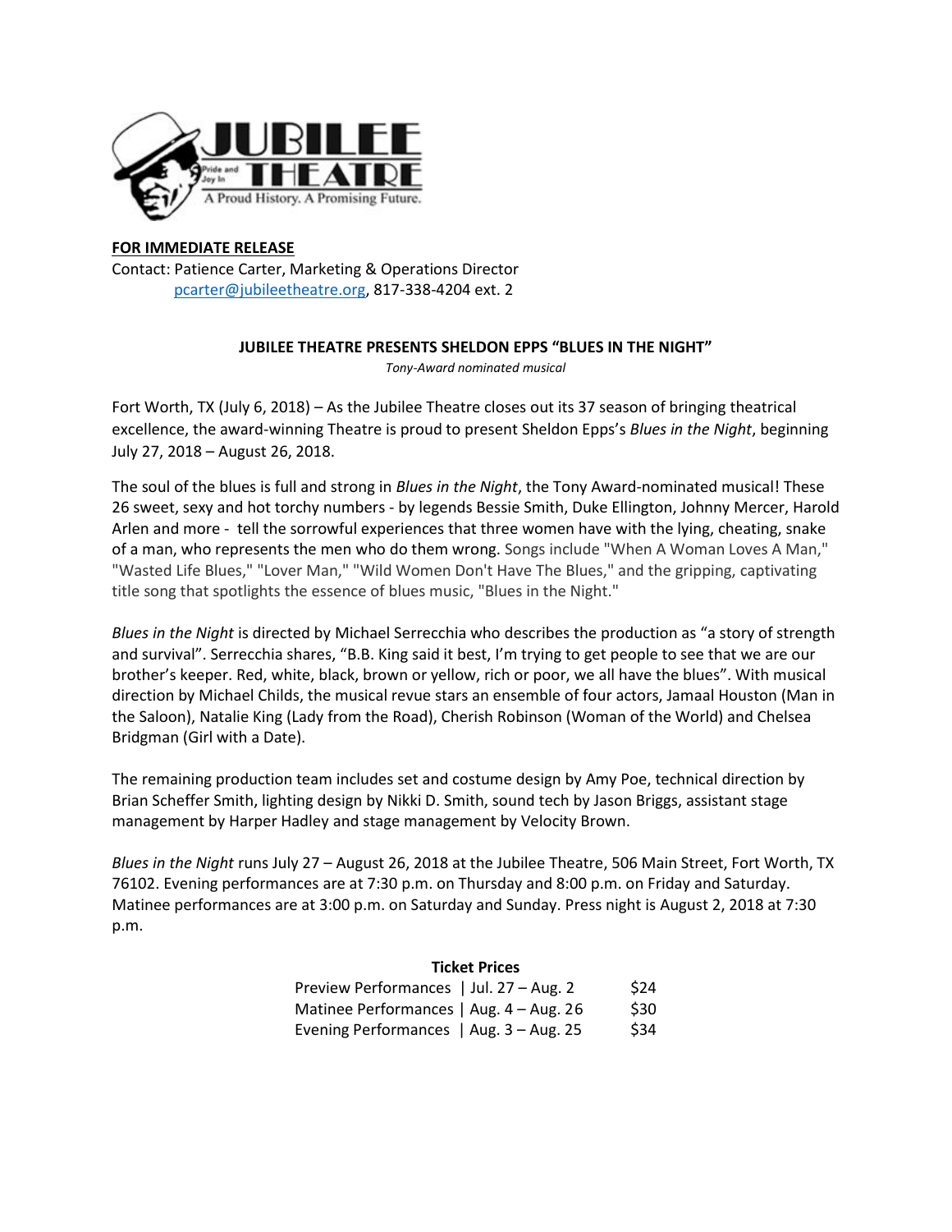**FOR IMMEDIATE RELEASE**
Contact: Patience Carter, Marketing & Operations Director
pcarter@jubileetheatre.org, 817-338-4204 ext. 2

**JUBILEE THEATRE PRESENTS SHELDON EPPS "BLUES IN THE NIGHT"**
*Tony-Award nominated musical*

Fort Worth, TX (July 6, 2018) – As the Jubilee Theatre closes out its 37 season of bringing theatrical excellence, the award-winning Theatre is proud to present Sheldon Epps's *Blues in the Night*, beginning July 27, 2018 – August 26, 2018.

The soul of the blues is full and strong in *Blues in the Night*, the Tony Award-nominated musical! These 26 sweet, sexy and hot torchy numbers - by legends Bessie Smith, Duke Ellington, Johnny Mercer, Harold Arlen and more - tell the sorrowful experiences that three women have with the lying, cheating, snake of a man, who represents the men who do them wrong. Songs include "When A Woman Loves A Man," "Wasted Life Blues," "Lover Man," "Wild Women Don't Have The Blues," and the gripping, captivating title song that spotlights the essence of blues music, "Blues in the Night."

*Blues in the Night* is directed by Michael Serrecchia who describes the production as "a story of strength and survival". Serrecchia shares, "B.B. King said it best, I'm trying to get people to see that we are our brother's keeper. Red, white, black, brown or yellow, rich or poor, we all have the blues". With musical direction by Michael Childs, the musical revue stars an ensemble of four actors, Jamaal Houston (Man in the Saloon), Natalie King (Lady from the Road), Cherish Robinson (Woman of the World) and Chelsea Bridgman (Girl with a Date).

The remaining production team includes set and costume design by Amy Poe, technical direction by Brian Scheffer Smith, lighting design by Nikki D. Smith, sound tech by Jason Briggs, assistant stage management by Harper Hadley and stage management by Velocity Brown.

*Blues in the Night* runs July 27 – August 26, 2018 at the Jubilee Theatre, 506 Main Street, Fort Worth, TX 76102. Evening performances are at 7:30 p.m. on Thursday and 8:00 p.m. on Friday and Saturday. Matinee performances are at 3:00 p.m. on Saturday and Sunday. Press night is August 2, 2018 at 7:30 p.m.

**Ticket Prices**

| Performances | Dates | Price |
|---|---|---|
| Preview Performances | Jul. 27 – Aug. 2 | $24 |
| Matinee Performances | Aug. 4 – Aug. 26 | $30 |
| Evening Performances | Aug. 3 – Aug. 25 | $34 |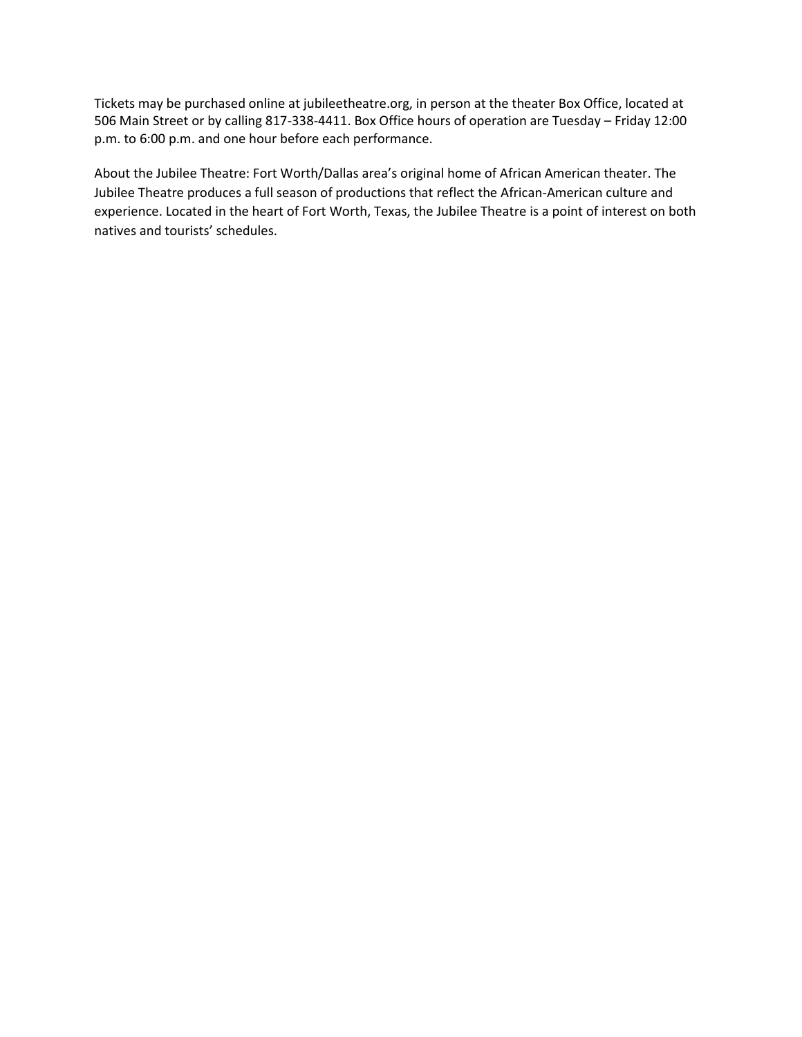Tickets may be purchased online at jubileetheatre.org, in person at the theater Box Office, located at 506 Main Street or by calling 817-338-4411. Box Office hours of operation are Tuesday – Friday 12:00 p.m. to 6:00 p.m. and one hour before each performance.

About the Jubilee Theatre: Fort Worth/Dallas area's original home of African American theater. The Jubilee Theatre produces a full season of productions that reflect the African-American culture and experience. Located in the heart of Fort Worth, Texas, the Jubilee Theatre is a point of interest on both natives and tourists' schedules.